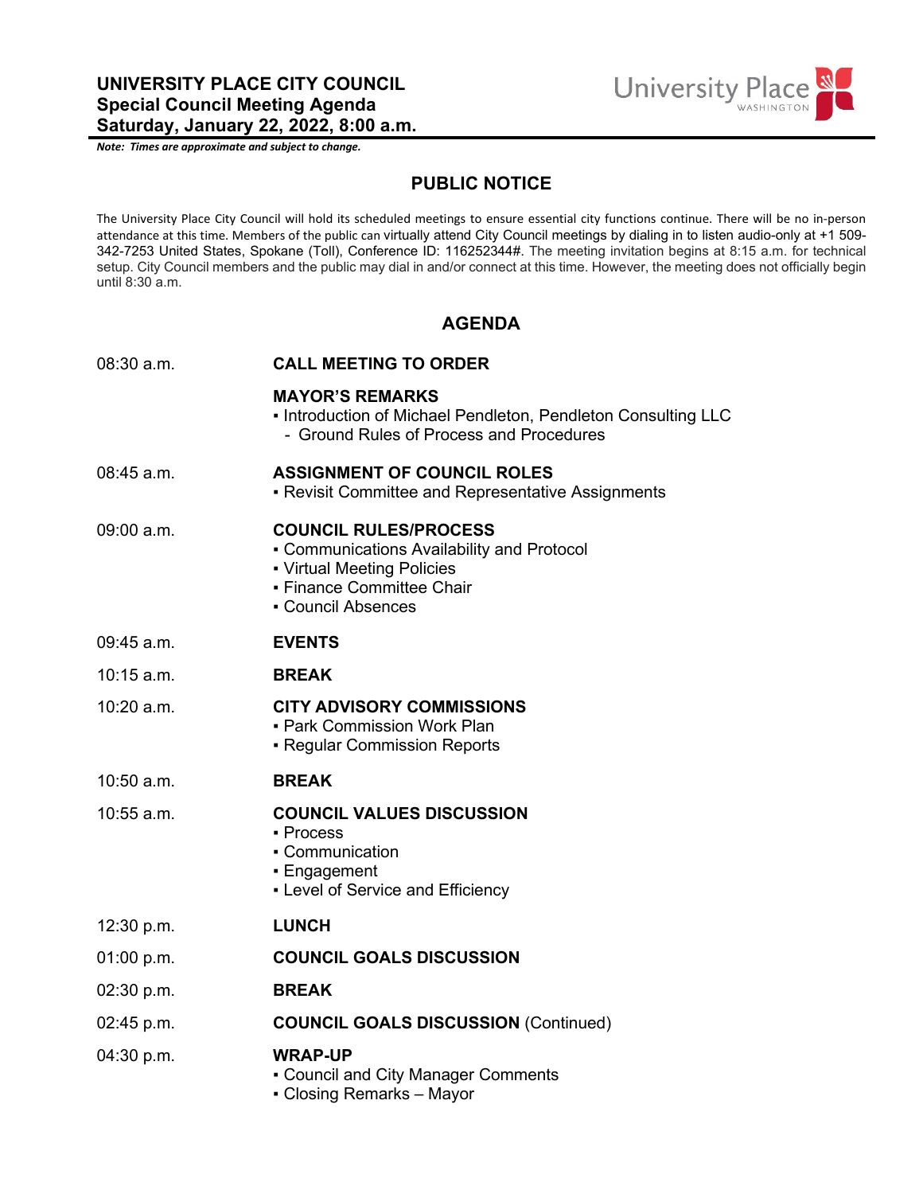# UNIVERSITY PLACE CITY COUNCIL
## Special Council Meeting Agenda
## Saturday, January 22, 2022, 8:00 a.m.

***Note: Times are approximate and subject to change.***

## PUBLIC NOTICE

The University Place City Council will hold its scheduled meetings to ensure essential city functions continue. There will be no in-person attendance at this time. Members of the public can virtually attend City Council meetings by dialing in to listen audio-only at +1 509-342-7253 United States, Spokane (Toll), Conference ID: 116252344#. The meeting invitation begins at 8:15 a.m. for technical setup. City Council members and the public may dial in and/or connect at this time. However, the meeting does not officially begin until 8:30 a.m.

## AGENDA

08:30 a.m. **CALL MEETING TO ORDER**

**MAYOR'S REMARKS**
- Introduction of Michael Pendleton, Pendleton Consulting LLC
  - Ground Rules of Process and Procedures

08:45 a.m. **ASSIGNMENT OF COUNCIL ROLES**
- Revisit Committee and Representative Assignments

09:00 a.m. **COUNCIL RULES/PROCESS**
- Communications Availability and Protocol
- Virtual Meeting Policies
- Finance Committee Chair
- Council Absences

09:45 a.m. **EVENTS**

10:15 a.m. **BREAK**

10:20 a.m. **CITY ADVISORY COMMISSIONS**
- Park Commission Work Plan
- Regular Commission Reports

10:50 a.m. **BREAK**

10:55 a.m. **COUNCIL VALUES DISCUSSION**
- Process
- Communication
- Engagement
- Level of Service and Efficiency

12:30 p.m. **LUNCH**

01:00 p.m. **COUNCIL GOALS DISCUSSION**

02:30 p.m. **BREAK**

02:45 p.m. **COUNCIL GOALS DISCUSSION** (Continued)

04:30 p.m. **WRAP-UP**
- Council and City Manager Comments
- Closing Remarks – Mayor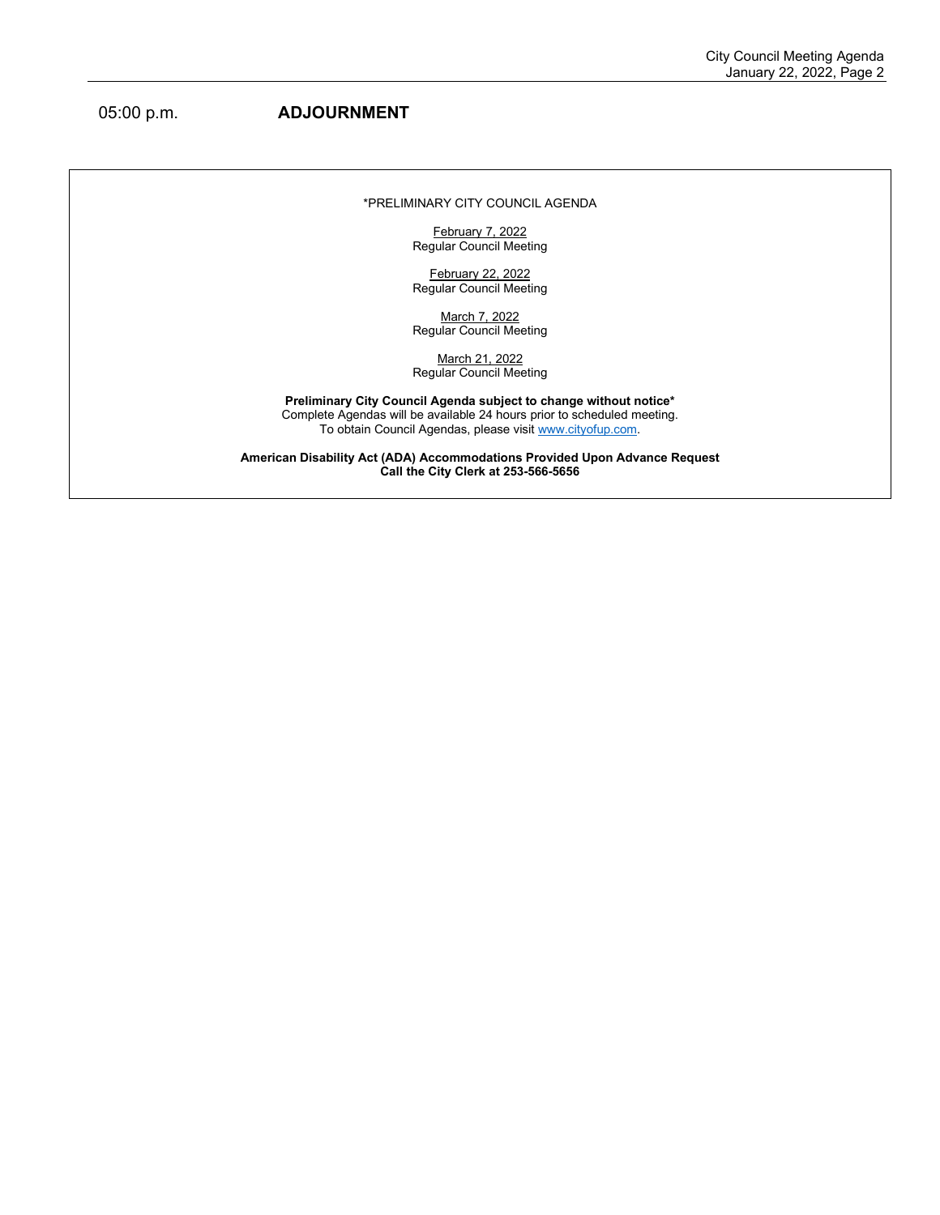05:00 p.m. **ADJOURNMENT**

*PRELIMINARY CITY COUNCIL AGENDA

February 7, 2022
Regular Council Meeting

February 22, 2022
Regular Council Meeting

March 7, 2022
Regular Council Meeting

March 21, 2022
Regular Council Meeting

**Preliminary City Council Agenda subject to change without notice***
Complete Agendas will be available 24 hours prior to scheduled meeting.
To obtain Council Agendas, please visit www.cityofup.com.

**American Disability Act (ADA) Accommodations Provided Upon Advance Request**
**Call the City Clerk at 253-566-5656**